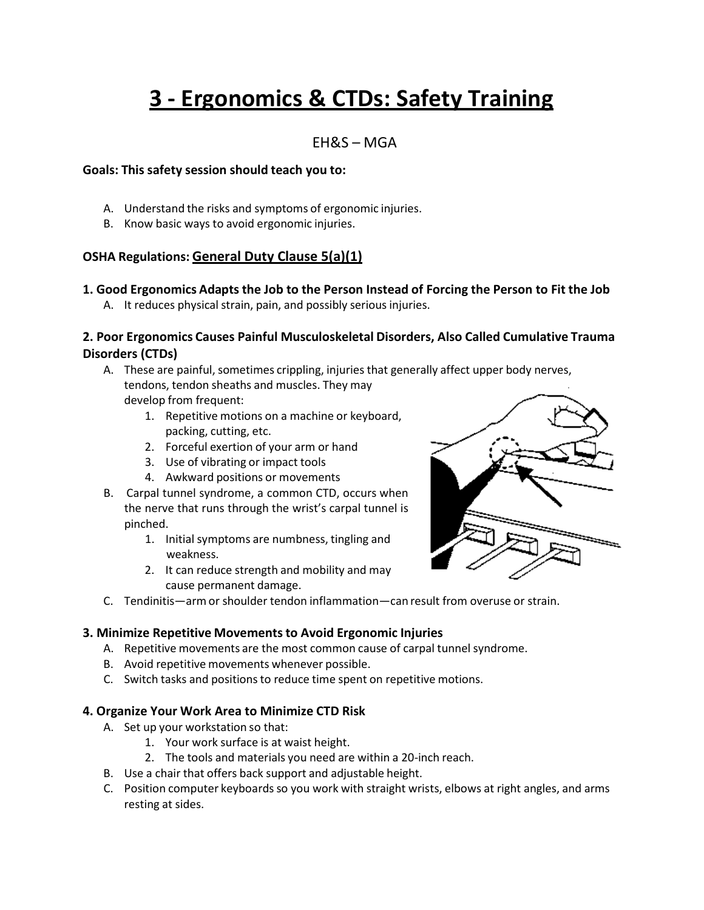# 3 - Ergonomics & CTDs: Safety Training

EH&S – MGA

**Goals: This safety session should teach you to:**

A. Understand the risks and symptoms of ergonomic injuries.
B. Know basic ways to avoid ergonomic injuries.

**OSHA Regulations: General Duty Clause 5(a)(1)**

### 1. Good Ergonomics Adapts the Job to the Person Instead of Forcing the Person to Fit the Job

A. It reduces physical strain, pain, and possibly serious injuries.

### 2. Poor Ergonomics Causes Painful Musculoskeletal Disorders, Also Called Cumulative Trauma Disorders (CTDs)

A. These are painful, sometimes crippling, injuries that generally affect upper body nerves, tendons, tendon sheaths and muscles. They may develop from frequent:
   1. Repetitive motions on a machine or keyboard, packing, cutting, etc.
   2. Forceful exertion of your arm or hand
   3. Use of vibrating or impact tools
   4. Awkward positions or movements

B. Carpal tunnel syndrome, a common CTD, occurs when the nerve that runs through the wrist's carpal tunnel is pinched.
   1. Initial symptoms are numbness, tingling and weakness.
   2. It can reduce strength and mobility and may cause permanent damage.

C. Tendinitis—arm or shoulder tendon inflammation—can result from overuse or strain.

### 3. Minimize Repetitive Movements to Avoid Ergonomic Injuries

A. Repetitive movements are the most common cause of carpal tunnel syndrome.
B. Avoid repetitive movements whenever possible.
C. Switch tasks and positions to reduce time spent on repetitive motions.

### 4. Organize Your Work Area to Minimize CTD Risk

A. Set up your workstation so that:
   1. Your work surface is at waist height.
   2. The tools and materials you need are within a 20-inch reach.

B. Use a chair that offers back support and adjustable height.
C. Position computer keyboards so you work with straight wrists, elbows at right angles, and arms resting at sides.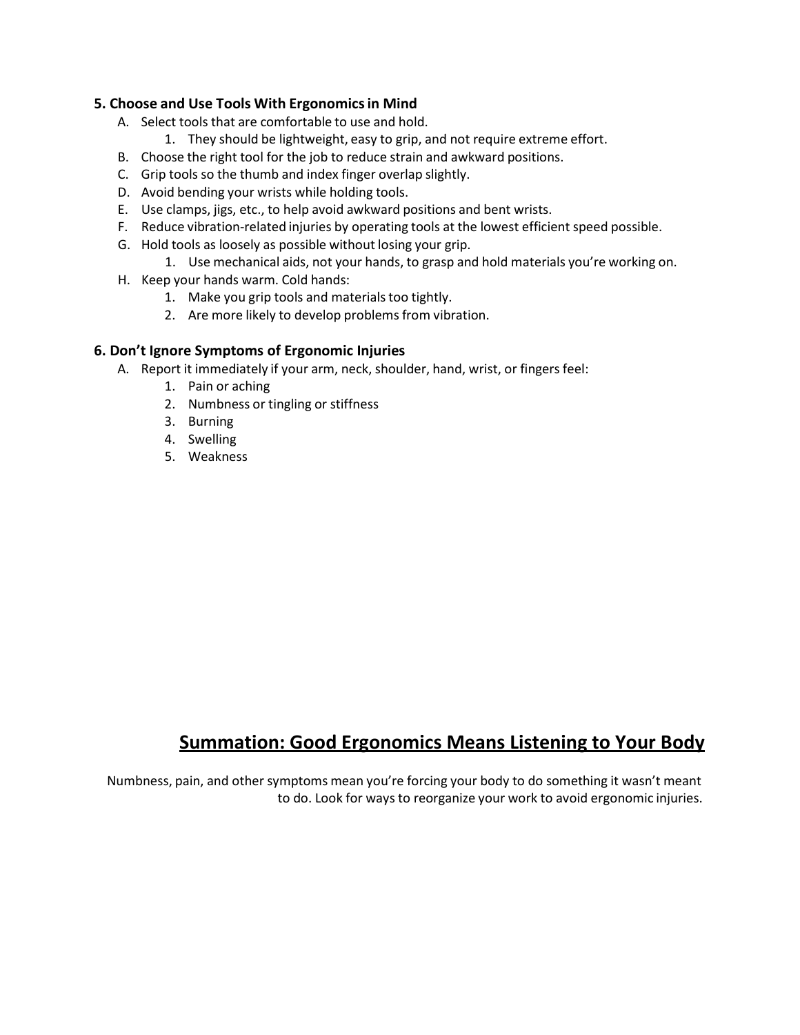### 5. Choose and Use Tools With Ergonomics in Mind

A. Select tools that are comfortable to use and hold.
   1. They should be lightweight, easy to grip, and not require extreme effort.

B. Choose the right tool for the job to reduce strain and awkward positions.

C. Grip tools so the thumb and index finger overlap slightly.

D. Avoid bending your wrists while holding tools.

E. Use clamps, jigs, etc., to help avoid awkward positions and bent wrists.

F. Reduce vibration-related injuries by operating tools at the lowest efficient speed possible.

G. Hold tools as loosely as possible without losing your grip.
   1. Use mechanical aids, not your hands, to grasp and hold materials you're working on.

H. Keep your hands warm. Cold hands:
   1. Make you grip tools and materials too tightly.
   2. Are more likely to develop problems from vibration.

### 6. Don't Ignore Symptoms of Ergonomic Injuries

A. Report it immediately if your arm, neck, shoulder, hand, wrist, or fingers feel:
   1. Pain or aching
   2. Numbness or tingling or stiffness
   3. Burning
   4. Swelling
   5. Weakness

## Summation: Good Ergonomics Means Listening to Your Body

Numbness, pain, and other symptoms mean you're forcing your body to do something it wasn't meant to do. Look for ways to reorganize your work to avoid ergonomic injuries.